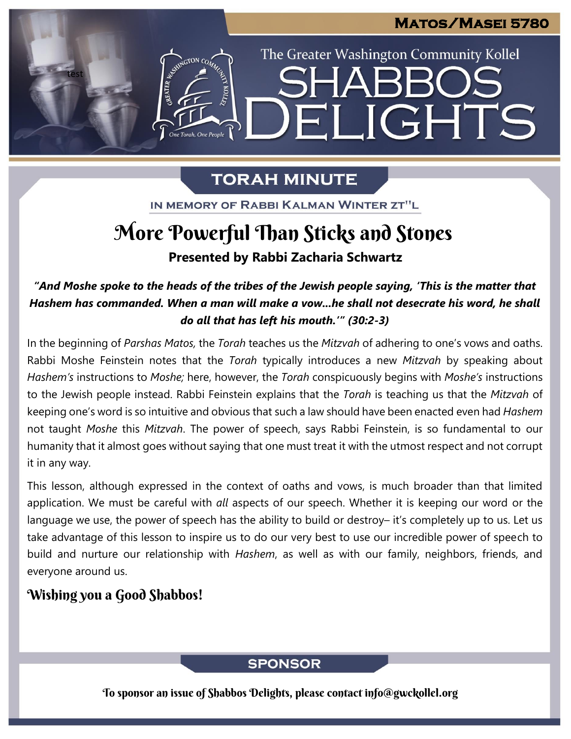**Matos/Masei 5780**

The Greater Washington Community Kollel

# Shabbos Delights

## TORAH MINUTE

IN MEMORY OF RABBI KALMAN WINTER ZT"L

# More Powerful Than Sticks and Stones

**Presented by Rabbi Zacharia Schwartz**

***"And Moshe spoke to the heads of the tribes of the Jewish people saying, 'This is the matter that Hashem has commanded. When a man will make a vow…he shall not desecrate his word, he shall do all that has left his mouth.'" (30:2-3)***

In the beginning of *Parshas Matos,* the *Torah* teaches us the *Mitzvah* of adhering to one's vows and oaths. Rabbi Moshe Feinstein notes that the *Torah* typically introduces a new *Mitzvah* by speaking about *Hashem's* instructions to *Moshe;* here, however, the *Torah* conspicuously begins with *Moshe's* instructions to the Jewish people instead. Rabbi Feinstein explains that the *Torah* is teaching us that the *Mitzvah* of keeping one's word is so intuitive and obvious that such a law should have been enacted even had *Hashem* not taught *Moshe* this *Mitzvah*. The power of speech, says Rabbi Feinstein, is so fundamental to our humanity that it almost goes without saying that one must treat it with the utmost respect and not corrupt it in any way.

This lesson, although expressed in the context of oaths and vows, is much broader than that limited application. We must be careful with *all* aspects of our speech. Whether it is keeping our word or the language we use, the power of speech has the ability to build or destroy– it's completely up to us. Let us take advantage of this lesson to inspire us to do our very best to use our incredible power of speech to build and nurture our relationship with *Hashem*, as well as with our family, neighbors, friends, and everyone around us.

### Wishing you a Good Shabbos!

## SPONSOR

To sponsor an issue of Shabbos Delights, please contact info@gwckollel.org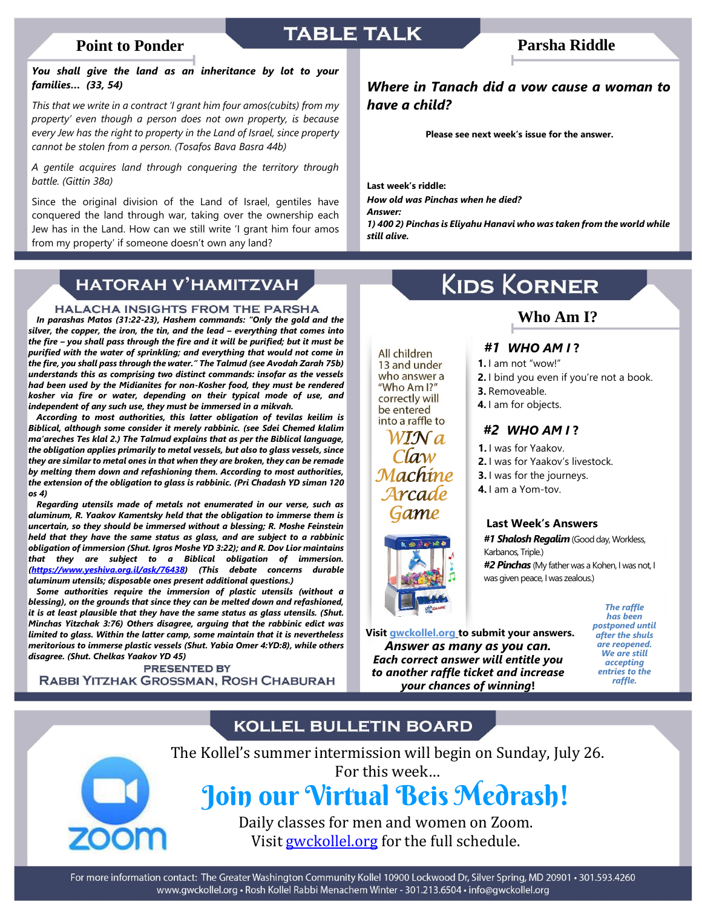# TABLE TALK

## Point to Ponder

***You shall give the land as an inheritance by lot to your families... (33, 54)***

*This that we write in a contract 'I grant him four amos(cubits) from my property' even though a person does not own property, is because every Jew has the right to property in the Land of Israel, since property cannot be stolen from a person. (Tosafos Bava Basra 44b)*

*A gentile acquires land through conquering the territory through battle. (Gittin 38a)*

Since the original division of the Land of Israel, gentiles have conquered the land through war, taking over the ownership each Jew has in the Land. How can we still write 'I grant him four amos from my property' if someone doesn't own any land?

## Parsha Riddle

***Where in Tanach did a vow cause a woman to have a child?***

**Please see next week's issue for the answer.**

**Last week's riddle:**
***How old was Pinchas when he died?***
***Answer:***
***1) 400 2) Pinchas is Eliyahu Hanavi who was taken from the world while still alive.***

# HATORAH V'HAMITZVAH

## HALACHA INSIGHTS FROM THE PARSHA

***In parashas Matos (31:22-23), Hashem commands: "Only the gold and the silver, the copper, the iron, the tin, and the lead – everything that comes into the fire – you shall pass through the fire and it will be purified; but it must be purified with the water of sprinkling; and everything that would not come in the fire, you shall pass through the water." The Talmud (see Avodah Zarah 75b) understands this as comprising two distinct commands: insofar as the vessels had been used by the Midianites for non-Kosher food, they must be rendered kosher via fire or water, depending on their typical mode of use, and independent of any such use, they must be immersed in a mikvah.***

***According to most authorities, this latter obligation of tevilas keilim is Biblical, although some consider it merely rabbinic. (see Sdei Chemed klalim ma'areches Tes klal 2.) The Talmud explains that as per the Biblical language, the obligation applies primarily to metal vessels, but also to glass vessels, since they are similar to metal ones in that when they are broken, they can be remade by melting them down and refashioning them. According to most authorities, the extension of the obligation to glass is rabbinic. (Pri Chadash YD siman 120 os 4)***

***Regarding utensils made of metals not enumerated in our verse, such as aluminum, R. Yaakov Kamentsky held that the obligation to immerse them is uncertain, so they should be immersed without a blessing; R. Moshe Feinstein held that they have the same status as glass, and are subject to a rabbinic obligation of immersion (Shut. Igros Moshe YD 3:22); and R. Dov Lior maintains that they are subject to a Biblical obligation of immersion. (https://www.yeshiva.org.il/ask/76438) (This debate concerns durable aluminum utensils; disposable ones present additional questions.)***

***Some authorities require the immersion of plastic utensils (without a blessing), on the grounds that since they can be melted down and refashioned, it is at least plausible that they have the same status as glass utensils. (Shut. Minchas Yitzchak 3:76) Others disagree, arguing that the rabbinic edict was limited to glass. Within the latter camp, some maintain that it is nevertheless meritorious to immerse plastic vessels (Shut. Yabia Omer 4:YD:8), while others disagree. (Shut. Chelkas Yaakov YD 45)***

PRESENTED BY
RABBI YITZHAK GROSSMAN, ROSH CHABURAH

# KIDS KORNER

## Who Am I?

All children 13 and under who answer a "Who Am I?" correctly will be entered into a raffle to WIN a Claw Machine Arcade Game

### #1 WHO AM I ?

1. I am not "wow!"
2. I bind you even if you're not a book.
3. Removeable.
4. I am for objects.

### #2 WHO AM I ?

1. I was for Yaakov.
2. I was for Yaakov's livestock.
3. I was for the journeys.
4. I am a Yom-tov.

### Last Week's Answers

***#1 Shalosh Regalim*** (Good day, Workless, Karbanos, Triple.)

***#2 Pinchas*** (My father was a Kohen, I was not, I was given peace, I was zealous.)

**Visit gwckollel.org to submit your answers.**
***Answer as many as you can.***
***Each correct answer will entitle you to another raffle ticket and increase your chances of winning!***

*The raffle has been postponed until after the shuls are reopened. We are still accepting entries to the raffle.*

# KOLLEL BULLETIN BOARD

The Kollel's summer intermission will begin on Sunday, July 26.
For this week...

## Join our Virtual Beis Medrash!

Daily classes for men and women on Zoom.
Visit gwckollel.org for the full schedule.

For more information contact: The Greater Washington Community Kollel 10900 Lockwood Dr, Silver Spring, MD 20901 • 301.593.4260
www.gwckollel.org • Rosh Kollel Rabbi Menachem Winter - 301.213.6504 • info@gwckollel.org